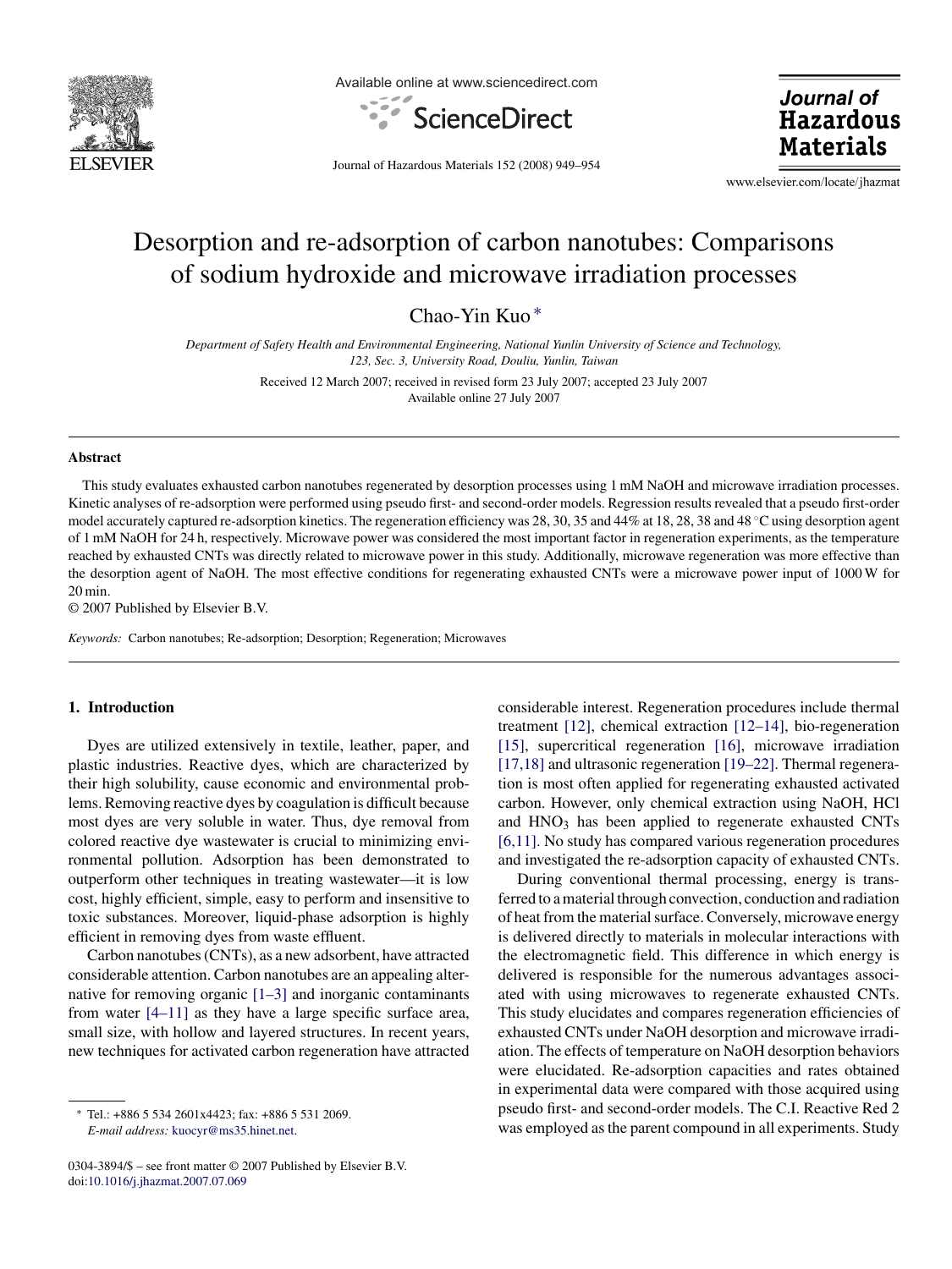# Desorption and re-adsorption of carbon nanotubes: Comparisons of sodium hydroxide and microwave irradiation processes

Chao-Yin Kuo *

*Department of Safety Health and Environmental Engineering, National Yunlin University of Science and Technology, 123, Sec. 3, University Road, Douliu, Yunlin, Taiwan*

Received 12 March 2007; received in revised form 23 July 2007; accepted 23 July 2007
Available online 27 July 2007

## Abstract

This study evaluates exhausted carbon nanotubes regenerated by desorption processes using 1 mM NaOH and microwave irradiation processes. Kinetic analyses of re-adsorption were performed using pseudo first- and second-order models. Regression results revealed that a pseudo first-order model accurately captured re-adsorption kinetics. The regeneration efficiency was 28, 30, 35 and 44% at 18, 28, 38 and 48 °C using desorption agent of 1 mM NaOH for 24 h, respectively. Microwave power was considered the most important factor in regeneration experiments, as the temperature reached by exhausted CNTs was directly related to microwave power in this study. Additionally, microwave regeneration was more effective than the desorption agent of NaOH. The most effective conditions for regenerating exhausted CNTs were a microwave power input of 1000 W for 20 min.

© 2007 Published by Elsevier B.V.

*Keywords:* Carbon nanotubes; Re-adsorption; Desorption; Regeneration; Microwaves

## 1. Introduction

Dyes are utilized extensively in textile, leather, paper, and plastic industries. Reactive dyes, which are characterized by their high solubility, cause economic and environmental problems. Removing reactive dyes by coagulation is difficult because most dyes are very soluble in water. Thus, dye removal from colored reactive dye wastewater is crucial to minimizing environmental pollution. Adsorption has been demonstrated to outperform other techniques in treating wastewater—it is low cost, highly efficient, simple, easy to perform and insensitive to toxic substances. Moreover, liquid-phase adsorption is highly efficient in removing dyes from waste effluent.

Carbon nanotubes (CNTs), as a new adsorbent, have attracted considerable attention. Carbon nanotubes are an appealing alternative for removing organic [1–3] and inorganic contaminants from water [4–11] as they have a large specific surface area, small size, with hollow and layered structures. In recent years, new techniques for activated carbon regeneration have attracted considerable interest. Regeneration procedures include thermal treatment [12], chemical extraction [12–14], bio-regeneration [15], supercritical regeneration [16], microwave irradiation [17,18] and ultrasonic regeneration [19–22]. Thermal regeneration is most often applied for regenerating exhausted activated carbon. However, only chemical extraction using NaOH, HCl and $HNO_3$ has been applied to regenerate exhausted CNTs [6,11]. No study has compared various regeneration procedures and investigated the re-adsorption capacity of exhausted CNTs.

During conventional thermal processing, energy is transferred to a material through convection, conduction and radiation of heat from the material surface. Conversely, microwave energy is delivered directly to materials in molecular interactions with the electromagnetic field. This difference in which energy is delivered is responsible for the numerous advantages associated with using microwaves to regenerate exhausted CNTs. This study elucidates and compares regeneration efficiencies of exhausted CNTs under NaOH desorption and microwave irradiation. The effects of temperature on NaOH desorption behaviors were elucidated. Re-adsorption capacities and rates obtained in experimental data were compared with those acquired using pseudo first- and second-order models. The C.I. Reactive Red 2 was employed as the parent compound in all experiments. Study

* Tel.: +886 5 534 2601x4423; fax: +886 5 531 2069.
*E-mail address:* kuocyr@ms35.hinet.net.

0304-3894/$ – see front matter © 2007 Published by Elsevier B.V.
doi:10.1016/j.jhazmat.2007.07.069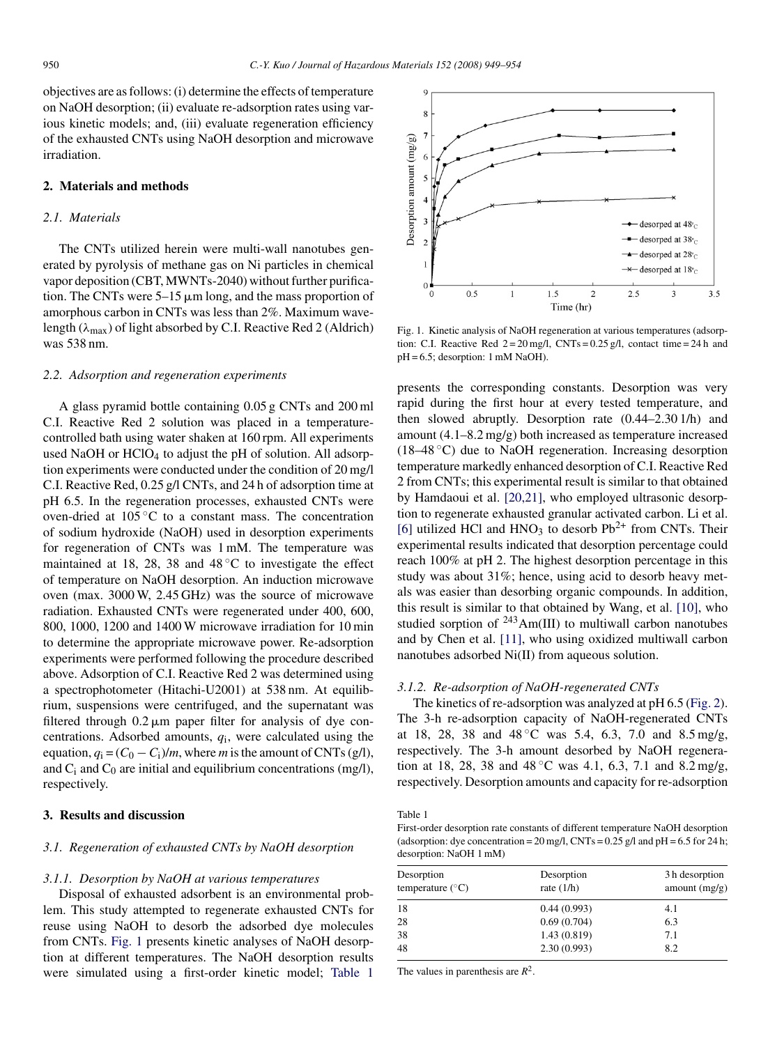objectives are as follows: (i) determine the effects of temperature on NaOH desorption; (ii) evaluate re-adsorption rates using various kinetic models; and, (iii) evaluate regeneration efficiency of the exhausted CNTs using NaOH desorption and microwave irradiation.

## 2. Materials and methods

### 2.1. Materials

The CNTs utilized herein were multi-wall nanotubes generated by pyrolysis of methane gas on Ni particles in chemical vapor deposition (CBT, MWNTs-2040) without further purification. The CNTs were 5–15 μm long, and the mass proportion of amorphous carbon in CNTs was less than 2%. Maximum wavelength ($\lambda_{max}$) of light absorbed by C.I. Reactive Red 2 (Aldrich) was 538 nm.

### 2.2. Adsorption and regeneration experiments

A glass pyramid bottle containing 0.05 g CNTs and 200 ml C.I. Reactive Red 2 solution was placed in a temperature-controlled bath using water shaken at 160 rpm. All experiments used NaOH or $HClO_4$ to adjust the pH of solution. All adsorption experiments were conducted under the condition of 20 mg/l C.I. Reactive Red, 0.25 g/l CNTs, and 24 h of adsorption time at pH 6.5. In the regeneration processes, exhausted CNTs were oven-dried at 105 °C to a constant mass. The concentration of sodium hydroxide (NaOH) used in desorption experiments for regeneration of CNTs was 1 mM. The temperature was maintained at 18, 28, 38 and 48 °C to investigate the effect of temperature on NaOH desorption. An induction microwave oven (max. 3000 W, 2.45 GHz) was the source of microwave radiation. Exhausted CNTs were regenerated under 400, 600, 800, 1000, 1200 and 1400 W microwave irradiation for 10 min to determine the appropriate microwave power. Re-adsorption experiments were performed following the procedure described above. Adsorption of C.I. Reactive Red 2 was determined using a spectrophotometer (Hitachi-U2001) at 538 nm. At equilibrium, suspensions were centrifuged, and the supernatant was filtered through 0.2 μm paper filter for analysis of dye concentrations. Adsorbed amounts, $q_i$, were calculated using the equation, $q_i = (C_0 - C_i)/m$, where $m$ is the amount of CNTs (g/l), and $C_i$ and $C_0$ are initial and equilibrium concentrations (mg/l), respectively.

## 3. Results and discussion

### 3.1. Regeneration of exhausted CNTs by NaOH desorption

#### 3.1.1. Desorption by NaOH at various temperatures

Disposal of exhausted adsorbent is an environmental problem. This study attempted to regenerate exhausted CNTs for reuse using NaOH to desorb the adsorbed dye molecules from CNTs. Fig. 1 presents kinetic analyses of NaOH desorption at different temperatures. The NaOH desorption results were simulated using a first-order kinetic model; Table 1 presents the corresponding constants. Desorption was very rapid during the first hour at every tested temperature, and then slowed abruptly. Desorption rate (0.44–2.30 1/h) and amount (4.1–8.2 mg/g) both increased as temperature increased (18–48 °C) due to NaOH regeneration. Increasing desorption temperature markedly enhanced desorption of C.I. Reactive Red 2 from CNTs; this experimental result is similar to that obtained by Hamdaoui et al. [20,21], who employed ultrasonic desorption to regenerate exhausted granular activated carbon. Li et al. [6] utilized HCl and $HNO_3$ to desorb $Pb^{2+}$ from CNTs. Their experimental results indicated that desorption percentage could reach 100% at pH 2. The highest desorption percentage in this study was about 31%; hence, using acid to desorb heavy metals was easier than desorbing organic compounds. In addition, this result is similar to that obtained by Wang, et al. [10], who studied sorption of $^{243}$Am(III) to multiwall carbon nanotubes and by Chen et al. [11], who using oxidized multiwall carbon nanotubes adsorbed Ni(II) from aqueous solution.

Fig. 1. Kinetic analysis of NaOH regeneration at various temperatures (adsorption: C.I. Reactive Red 2 = 20 mg/l, CNTs = 0.25 g/l, contact time = 24 h and pH = 6.5; desorption: 1 mM NaOH).

#### 3.1.2. Re-adsorption of NaOH-regenerated CNTs

The kinetics of re-adsorption was analyzed at pH 6.5 (Fig. 2). The 3-h re-adsorption capacity of NaOH-regenerated CNTs at 18, 28, 38 and 48 °C was 5.4, 6.3, 7.0 and 8.5 mg/g, respectively. The 3-h amount desorbed by NaOH regeneration at 18, 28, 38 and 48 °C was 4.1, 6.3, 7.1 and 8.2 mg/g, respectively. Desorption amounts and capacity for re-adsorption

Table 1
First-order desorption rate constants of different temperature NaOH desorption (adsorption: dye concentration = 20 mg/l, CNTs = 0.25 g/l and pH = 6.5 for 24 h; desorption: NaOH 1 mM)

| Desorption temperature (°C) | Desorption rate (1/h) | 3 h desorption amount (mg/g) |
|---|---|---|
| 18 | 0.44 (0.993) | 4.1 |
| 28 | 0.69 (0.704) | 6.3 |
| 38 | 1.43 (0.819) | 7.1 |
| 48 | 2.30 (0.993) | 8.2 |

The values in parenthesis are $R^2$.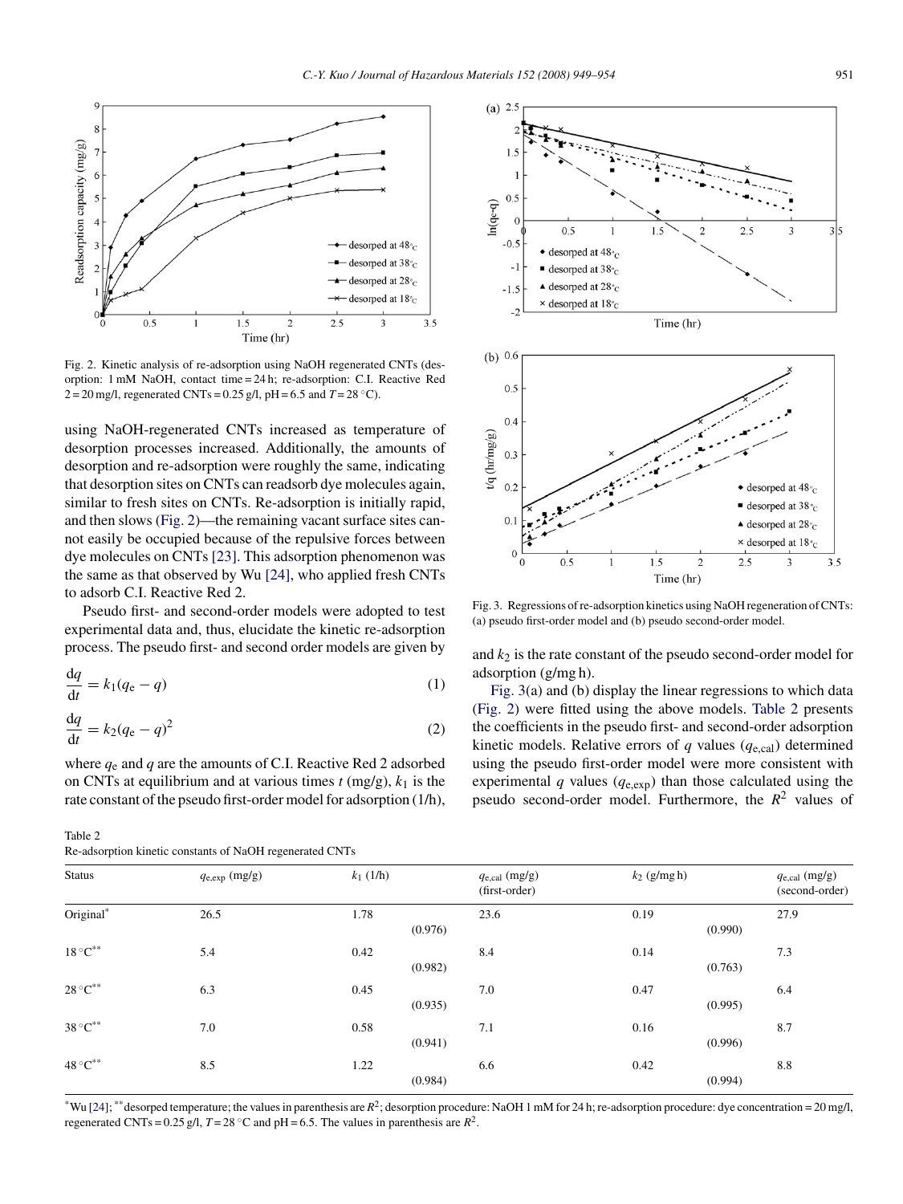Fig. 2. Kinetic analysis of re-adsorption using NaOH regenerated CNTs (desorption: 1 mM NaOH, contact time = 24 h; re-adsorption: C.I. Reactive Red 2 = 20 mg/l, regenerated CNTs = 0.25 g/l, pH = 6.5 and $T$ = 28 °C).

using NaOH-regenerated CNTs increased as temperature of desorption processes increased. Additionally, the amounts of desorption and re-adsorption were roughly the same, indicating that desorption sites on CNTs can readsorb dye molecules again, similar to fresh sites on CNTs. Re-adsorption is initially rapid, and then slows (Fig. 2)—the remaining vacant surface sites cannot easily be occupied because of the repulsive forces between dye molecules on CNTs [23]. This adsorption phenomenon was the same as that observed by Wu [24], who applied fresh CNTs to adsorb C.I. Reactive Red 2.

Pseudo first- and second-order models were adopted to test experimental data and, thus, elucidate the kinetic re-adsorption process. The pseudo first- and second order models are given by

$$\frac{dq}{dt} = k_1(q_e - q) \tag{1}$$

$$\frac{dq}{dt} = k_2(q_e - q)^2 \tag{2}$$

where $q_e$ and $q$ are the amounts of C.I. Reactive Red 2 adsorbed on CNTs at equilibrium and at various times $t$ (mg/g), $k_1$ is the rate constant of the pseudo first-order model for adsorption (1/h), and $k_2$ is the rate constant of the pseudo second-order model for adsorption (g/mg h).

Fig. 3. Regressions of re-adsorption kinetics using NaOH regeneration of CNTs: (a) pseudo first-order model and (b) pseudo second-order model.

Fig. 3(a) and (b) display the linear regressions to which data (Fig. 2) were fitted using the above models. Table 2 presents the coefficients in the pseudo first- and second-order adsorption kinetic models. Relative errors of $q$ values ($q_{e,cal}$) determined using the pseudo first-order model were more consistent with experimental $q$ values ($q_{e,exp}$) than those calculated using the pseudo second-order model. Furthermore, the $R^2$ values of

Table 2
Re-adsorption kinetic constants of NaOH regenerated CNTs

| Status | $q_{e,exp}$ (mg/g) | $k_1$ (1/h) | $q_{e,cal}$ (mg/g) (first-order) | $k_2$ (g/mg h) | $q_{e,cal}$ (mg/g) (second-order) |
|---|---|---|---|---|---|
| Original* | 26.5 | 1.78 (0.976) | 23.6 | 0.19 (0.990) | 27.9 |
| 18 °C** | 5.4 | 0.42 (0.982) | 8.4 | 0.14 (0.763) | 7.3 |
| 28 °C** | 6.3 | 0.45 (0.935) | 7.0 | 0.47 (0.995) | 6.4 |
| 38 °C** | 7.0 | 0.58 (0.941) | 7.1 | 0.16 (0.996) | 8.7 |
| 48 °C** | 8.5 | 1.22 (0.984) | 6.6 | 0.42 (0.994) | 8.8 |

*Wu [24]; **desorped temperature; the values in parenthesis are $R^2$; desorption procedure: NaOH 1 mM for 24 h; re-adsorption procedure: dye concentration = 20 mg/l, regenerated CNTs = 0.25 g/l, $T$ = 28 °C and pH = 6.5. The values in parenthesis are $R^2$.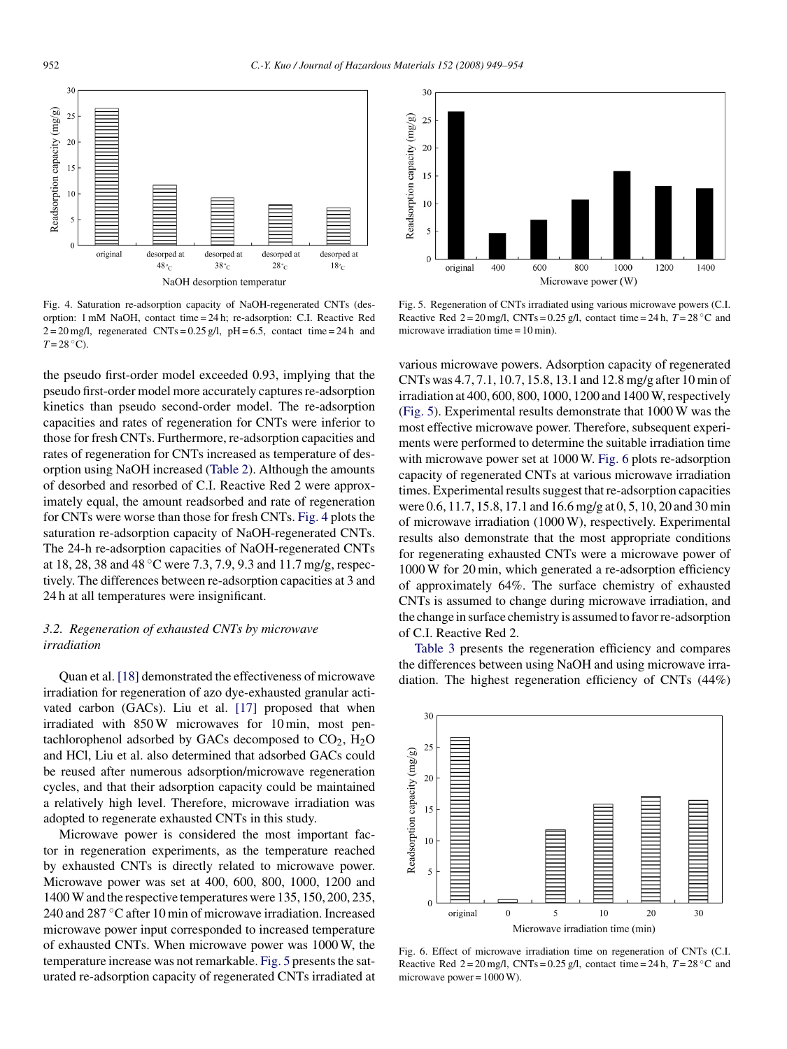Fig. 4. Saturation re-adsorption capacity of NaOH-regenerated CNTs (desorption: 1 mM NaOH, contact time = 24 h; re-adsorption: C.I. Reactive Red 2 = 20 mg/l, regenerated CNTs = 0.25 g/l, pH = 6.5, contact time = 24 h and $T$ = 28 °C).

Fig. 5. Regeneration of CNTs irradiated using various microwave powers (C.I. Reactive Red 2 = 20 mg/l, CNTs = 0.25 g/l, contact time = 24 h, $T$ = 28 °C and microwave irradiation time = 10 min).

the pseudo first-order model exceeded 0.93, implying that the pseudo first-order model more accurately captures re-adsorption kinetics than pseudo second-order model. The re-adsorption capacities and rates of regeneration for CNTs were inferior to those for fresh CNTs. Furthermore, re-adsorption capacities and rates of regeneration for CNTs increased as temperature of desorption using NaOH increased (Table 2). Although the amounts of desorbed and resorbed of C.I. Reactive Red 2 were approximately equal, the amount readsorbed and rate of regeneration for CNTs were worse than those for fresh CNTs. Fig. 4 plots the saturation re-adsorption capacity of NaOH-regenerated CNTs. The 24-h re-adsorption capacities of NaOH-regenerated CNTs at 18, 28, 38 and 48 °C were 7.3, 7.9, 9.3 and 11.7 mg/g, respectively. The differences between re-adsorption capacities at 3 and 24 h at all temperatures were insignificant.

### 3.2. Regeneration of exhausted CNTs by microwave irradiation

Quan et al. [18] demonstrated the effectiveness of microwave irradiation for regeneration of azo dye-exhausted granular activated carbon (GACs). Liu et al. [17] proposed that when irradiated with 850 W microwaves for 10 min, most pentachlorophenol adsorbed by GACs decomposed to $CO_2$, $H_2O$ and HCl, Liu et al. also determined that adsorbed GACs could be reused after numerous adsorption/microwave regeneration cycles, and that their adsorption capacity could be maintained a relatively high level. Therefore, microwave irradiation was adopted to regenerate exhausted CNTs in this study.

Microwave power is considered the most important factor in regeneration experiments, as the temperature reached by exhausted CNTs is directly related to microwave power. Microwave power was set at 400, 600, 800, 1000, 1200 and 1400 W and the respective temperatures were 135, 150, 200, 235, 240 and 287 °C after 10 min of microwave irradiation. Increased microwave power input corresponded to increased temperature of exhausted CNTs. When microwave power was 1000 W, the temperature increase was not remarkable. Fig. 5 presents the saturated re-adsorption capacity of regenerated CNTs irradiated at various microwave powers. Adsorption capacity of regenerated CNTs was 4.7, 7.1, 10.7, 15.8, 13.1 and 12.8 mg/g after 10 min of irradiation at 400, 600, 800, 1000, 1200 and 1400 W, respectively (Fig. 5). Experimental results demonstrate that 1000 W was the most effective microwave power. Therefore, subsequent experiments were performed to determine the suitable irradiation time with microwave power set at 1000 W. Fig. 6 plots re-adsorption capacity of regenerated CNTs at various microwave irradiation times. Experimental results suggest that re-adsorption capacities were 0.6, 11.7, 15.8, 17.1 and 16.6 mg/g at 0, 5, 10, 20 and 30 min of microwave irradiation (1000 W), respectively. Experimental results also demonstrate that the most appropriate conditions for regenerating exhausted CNTs were a microwave power of 1000 W for 20 min, which generated a re-adsorption efficiency of approximately 64%. The surface chemistry of exhausted CNTs is assumed to change during microwave irradiation, and the change in surface chemistry is assumed to favor re-adsorption of C.I. Reactive Red 2.

Table 3 presents the regeneration efficiency and compares the differences between using NaOH and using microwave irradiation. The highest regeneration efficiency of CNTs (44%)

Fig. 6. Effect of microwave irradiation time on regeneration of CNTs (C.I. Reactive Red 2 = 20 mg/l, CNTs = 0.25 g/l, contact time = 24 h, $T$ = 28 °C and microwave power = 1000 W).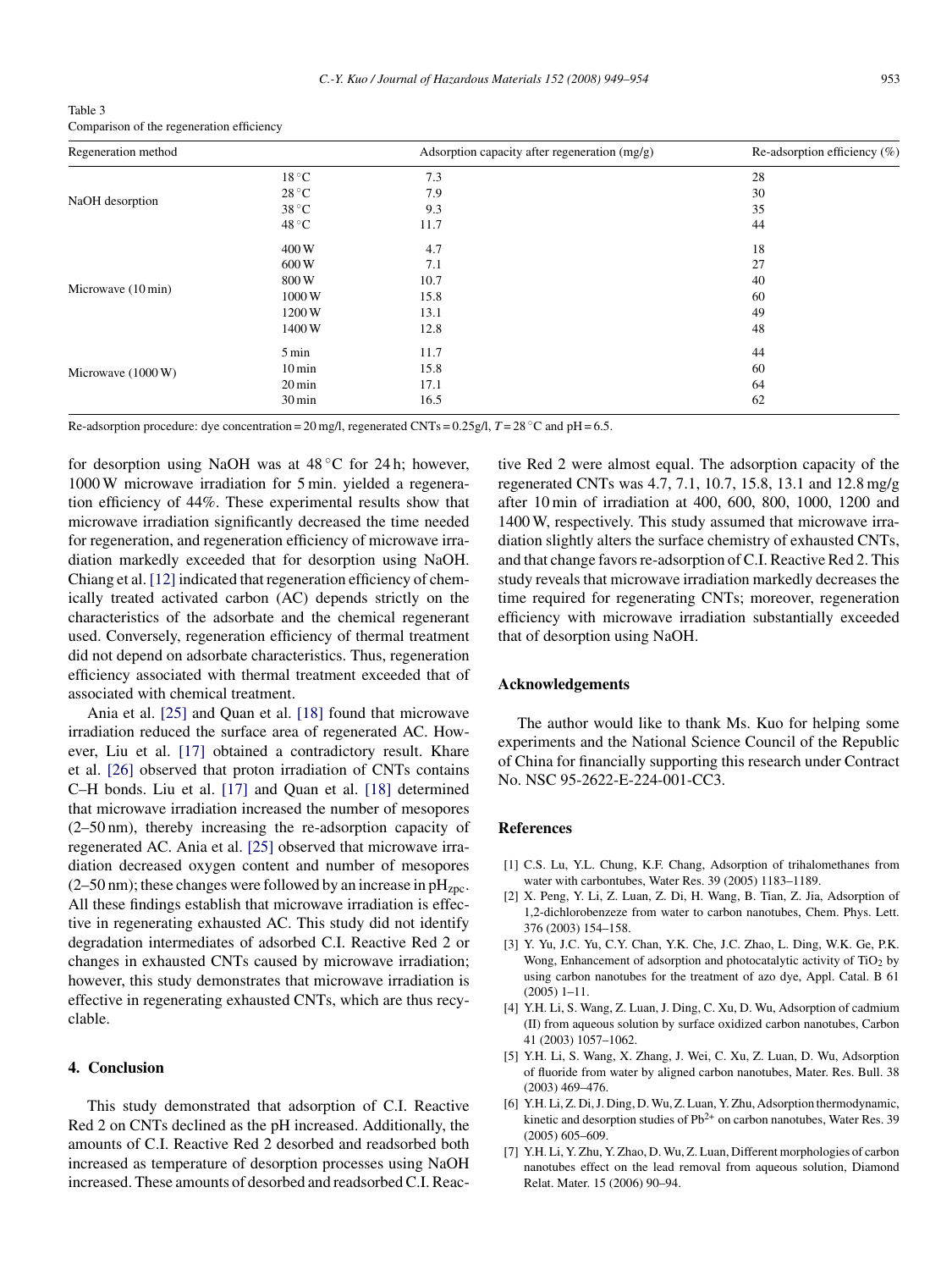Table 3
Comparison of the regeneration efficiency

| Regeneration method | | Adsorption capacity after regeneration (mg/g) | Re-adsorption efficiency (%) |
|---|---|---|---|
| NaOH desorption | 18 °C | 7.3 | 28 |
| | 28 °C | 7.9 | 30 |
| | 38 °C | 9.3 | 35 |
| | 48 °C | 11.7 | 44 |
| Microwave (10 min) | 400 W | 4.7 | 18 |
| | 600 W | 7.1 | 27 |
| | 800 W | 10.7 | 40 |
| | 1000 W | 15.8 | 60 |
| | 1200 W | 13.1 | 49 |
| | 1400 W | 12.8 | 48 |
| Microwave (1000 W) | 5 min | 11.7 | 44 |
| | 10 min | 15.8 | 60 |
| | 20 min | 17.1 | 64 |
| | 30 min | 16.5 | 62 |

Re-adsorption procedure: dye concentration = 20 mg/l, regenerated CNTs = 0.25g/l, $T$ = 28 °C and pH = 6.5.

for desorption using NaOH was at 48 °C for 24 h; however, 1000 W microwave irradiation for 5 min. yielded a regeneration efficiency of 44%. These experimental results show that microwave irradiation significantly decreased the time needed for regeneration, and regeneration efficiency of microwave irradiation markedly exceeded that for desorption using NaOH. Chiang et al. [12] indicated that regeneration efficiency of chemically treated activated carbon (AC) depends strictly on the characteristics of the adsorbate and the chemical regenerant used. Conversely, regeneration efficiency of thermal treatment did not depend on adsorbate characteristics. Thus, regeneration efficiency associated with thermal treatment exceeded that of associated with chemical treatment.

Ania et al. [25] and Quan et al. [18] found that microwave irradiation reduced the surface area of regenerated AC. However, Liu et al. [17] obtained a contradictory result. Khare et al. [26] observed that proton irradiation of CNTs contains C–H bonds. Liu et al. [17] and Quan et al. [18] determined that microwave irradiation increased the number of mesopores (2–50 nm), thereby increasing the re-adsorption capacity of regenerated AC. Ania et al. [25] observed that microwave irradiation decreased oxygen content and number of mesopores (2–50 nm); these changes were followed by an increase in $pH_{zpc}$. All these findings establish that microwave irradiation is effective in regenerating exhausted AC. This study did not identify degradation intermediates of adsorbed C.I. Reactive Red 2 or changes in exhausted CNTs caused by microwave irradiation; however, this study demonstrates that microwave irradiation is effective in regenerating exhausted CNTs, which are thus recyclable.

## 4. Conclusion

This study demonstrated that adsorption of C.I. Reactive Red 2 on CNTs declined as the pH increased. Additionally, the amounts of C.I. Reactive Red 2 desorbed and readsorbed both increased as temperature of desorption processes using NaOH increased. These amounts of desorbed and readsorbed C.I. Reactive Red 2 were almost equal. The adsorption capacity of the regenerated CNTs was 4.7, 7.1, 10.7, 15.8, 13.1 and 12.8 mg/g after 10 min of irradiation at 400, 600, 800, 1000, 1200 and 1400 W, respectively. This study assumed that microwave irradiation slightly alters the surface chemistry of exhausted CNTs, and that change favors re-adsorption of C.I. Reactive Red 2. This study reveals that microwave irradiation markedly decreases the time required for regenerating CNTs; moreover, regeneration efficiency with microwave irradiation substantially exceeded that of desorption using NaOH.

## Acknowledgements

The author would like to thank Ms. Kuo for helping some experiments and the National Science Council of the Republic of China for financially supporting this research under Contract No. NSC 95-2622-E-224-001-CC3.

## References

[1] C.S. Lu, Y.L. Chung, K.F. Chang, Adsorption of trihalomethanes from water with carbontubes, Water Res. 39 (2005) 1183–1189.

[2] X. Peng, Y. Li, Z. Luan, Z. Di, H. Wang, B. Tian, Z. Jia, Adsorption of 1,2-dichlorobenzeze from water to carbon nanotubes, Chem. Phys. Lett. 376 (2003) 154–158.

[3] Y. Yu, J.C. Yu, C.Y. Chan, Y.K. Che, J.C. Zhao, L. Ding, W.K. Ge, P.K. Wong, Enhancement of adsorption and photocatalytic activity of $TiO_2$ by using carbon nanotubes for the treatment of azo dye, Appl. Catal. B 61 (2005) 1–11.

[4] Y.H. Li, S. Wang, Z. Luan, J. Ding, C. Xu, D. Wu, Adsorption of cadmium (II) from aqueous solution by surface oxidized carbon nanotubes, Carbon 41 (2003) 1057–1062.

[5] Y.H. Li, S. Wang, X. Zhang, J. Wei, C. Xu, Z. Luan, D. Wu, Adsorption of fluoride from water by aligned carbon nanotubes, Mater. Res. Bull. 38 (2003) 469–476.

[6] Y.H. Li, Z. Di, J. Ding, D. Wu, Z. Luan, Y. Zhu, Adsorption thermodynamic, kinetic and desorption studies of $Pb^{2+}$ on carbon nanotubes, Water Res. 39 (2005) 605–609.

[7] Y.H. Li, Y. Zhu, Y. Zhao, D. Wu, Z. Luan, Different morphologies of carbon nanotubes effect on the lead removal from aqueous solution, Diamond Relat. Mater. 15 (2006) 90–94.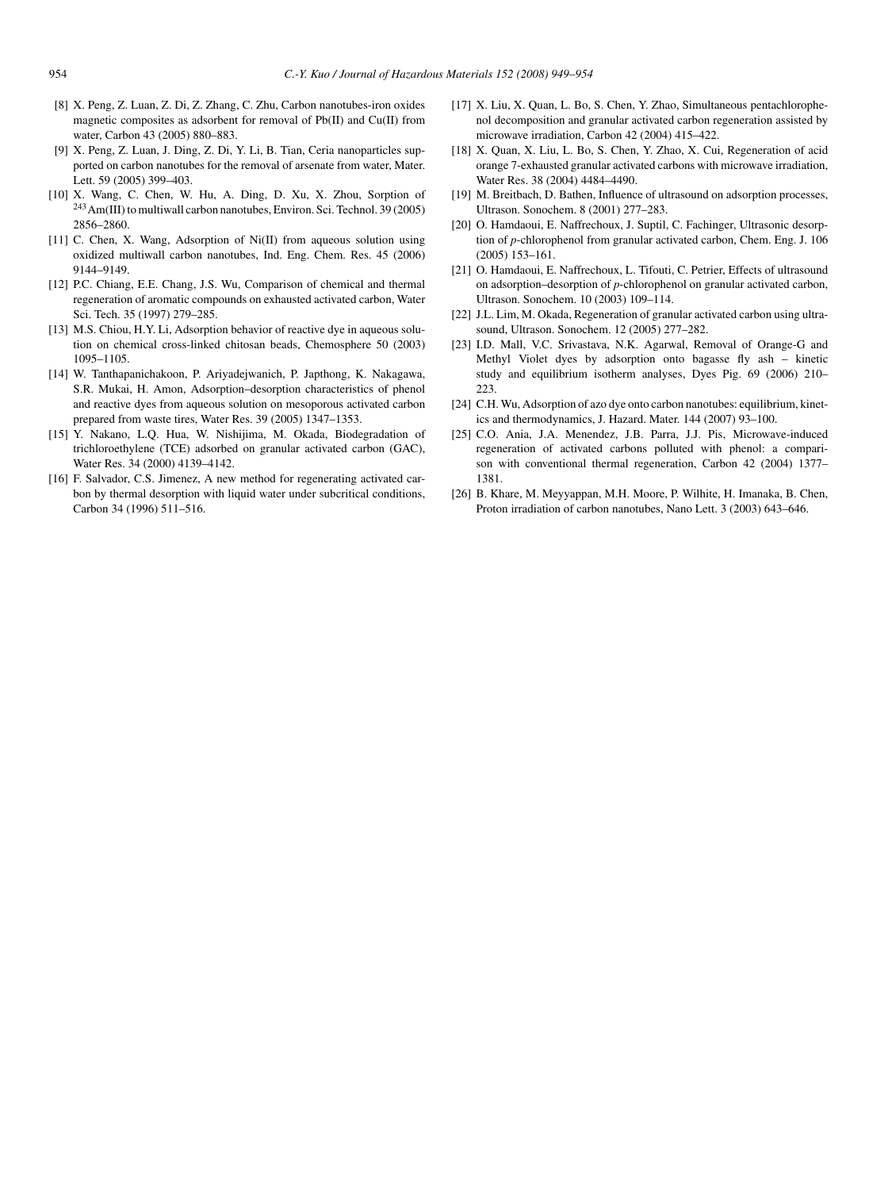[8] X. Peng, Z. Luan, Z. Di, Z. Zhang, C. Zhu, Carbon nanotubes-iron oxides magnetic composites as adsorbent for removal of Pb(II) and Cu(II) from water, Carbon 43 (2005) 880–883.

[9] X. Peng, Z. Luan, J. Ding, Z. Di, Y. Li, B. Tian, Ceria nanoparticles supported on carbon nanotubes for the removal of arsenate from water, Mater. Lett. 59 (2005) 399–403.

[10] X. Wang, C. Chen, W. Hu, A. Ding, D. Xu, X. Zhou, Sorption of $^{243}$Am(III) to multiwall carbon nanotubes, Environ. Sci. Technol. 39 (2005) 2856–2860.

[11] C. Chen, X. Wang, Adsorption of Ni(II) from aqueous solution using oxidized multiwall carbon nanotubes, Ind. Eng. Chem. Res. 45 (2006) 9144–9149.

[12] P.C. Chiang, E.E. Chang, J.S. Wu, Comparison of chemical and thermal regeneration of aromatic compounds on exhausted activated carbon, Water Sci. Tech. 35 (1997) 279–285.

[13] M.S. Chiou, H.Y. Li, Adsorption behavior of reactive dye in aqueous solution on chemical cross-linked chitosan beads, Chemosphere 50 (2003) 1095–1105.

[14] W. Tanthapanichakoon, P. Ariyadejwanich, P. Japthong, K. Nakagawa, S.R. Mukai, H. Amon, Adsorption–desorption characteristics of phenol and reactive dyes from aqueous solution on mesoporous activated carbon prepared from waste tires, Water Res. 39 (2005) 1347–1353.

[15] Y. Nakano, L.Q. Hua, W. Nishijima, M. Okada, Biodegradation of trichloroethylene (TCE) adsorbed on granular activated carbon (GAC), Water Res. 34 (2000) 4139–4142.

[16] F. Salvador, C.S. Jimenez, A new method for regenerating activated carbon by thermal desorption with liquid water under subcritical conditions, Carbon 34 (1996) 511–516.

[17] X. Liu, X. Quan, L. Bo, S. Chen, Y. Zhao, Simultaneous pentachlorophenol decomposition and granular activated carbon regeneration assisted by microwave irradiation, Carbon 42 (2004) 415–422.

[18] X. Quan, X. Liu, L. Bo, S. Chen, Y. Zhao, X. Cui, Regeneration of acid orange 7-exhausted granular activated carbons with microwave irradiation, Water Res. 38 (2004) 4484–4490.

[19] M. Breitbach, D. Bathen, Influence of ultrasound on adsorption processes, Ultrason. Sonochem. 8 (2001) 277–283.

[20] O. Hamdaoui, E. Naffrechoux, J. Suptil, C. Fachinger, Ultrasonic desorption of *p*-chlorophenol from granular activated carbon, Chem. Eng. J. 106 (2005) 153–161.

[21] O. Hamdaoui, E. Naffrechoux, L. Tifouti, C. Petrier, Effects of ultrasound on adsorption–desorption of *p*-chlorophenol on granular activated carbon, Ultrason. Sonochem. 10 (2003) 109–114.

[22] J.L. Lim, M. Okada, Regeneration of granular activated carbon using ultrasound, Ultrason. Sonochem. 12 (2005) 277–282.

[23] I.D. Mall, V.C. Srivastava, N.K. Agarwal, Removal of Orange-G and Methyl Violet dyes by adsorption onto bagasse fly ash – kinetic study and equilibrium isotherm analyses, Dyes Pig. 69 (2006) 210–223.

[24] C.H. Wu, Adsorption of azo dye onto carbon nanotubes: equilibrium, kinetics and thermodynamics, J. Hazard. Mater. 144 (2007) 93–100.

[25] C.O. Ania, J.A. Menendez, J.B. Parra, J.J. Pis, Microwave-induced regeneration of activated carbons polluted with phenol: a comparison with conventional thermal regeneration, Carbon 42 (2004) 1377–1381.

[26] B. Khare, M. Meyyappan, M.H. Moore, P. Wilhite, H. Imanaka, B. Chen, Proton irradiation of carbon nanotubes, Nano Lett. 3 (2003) 643–646.